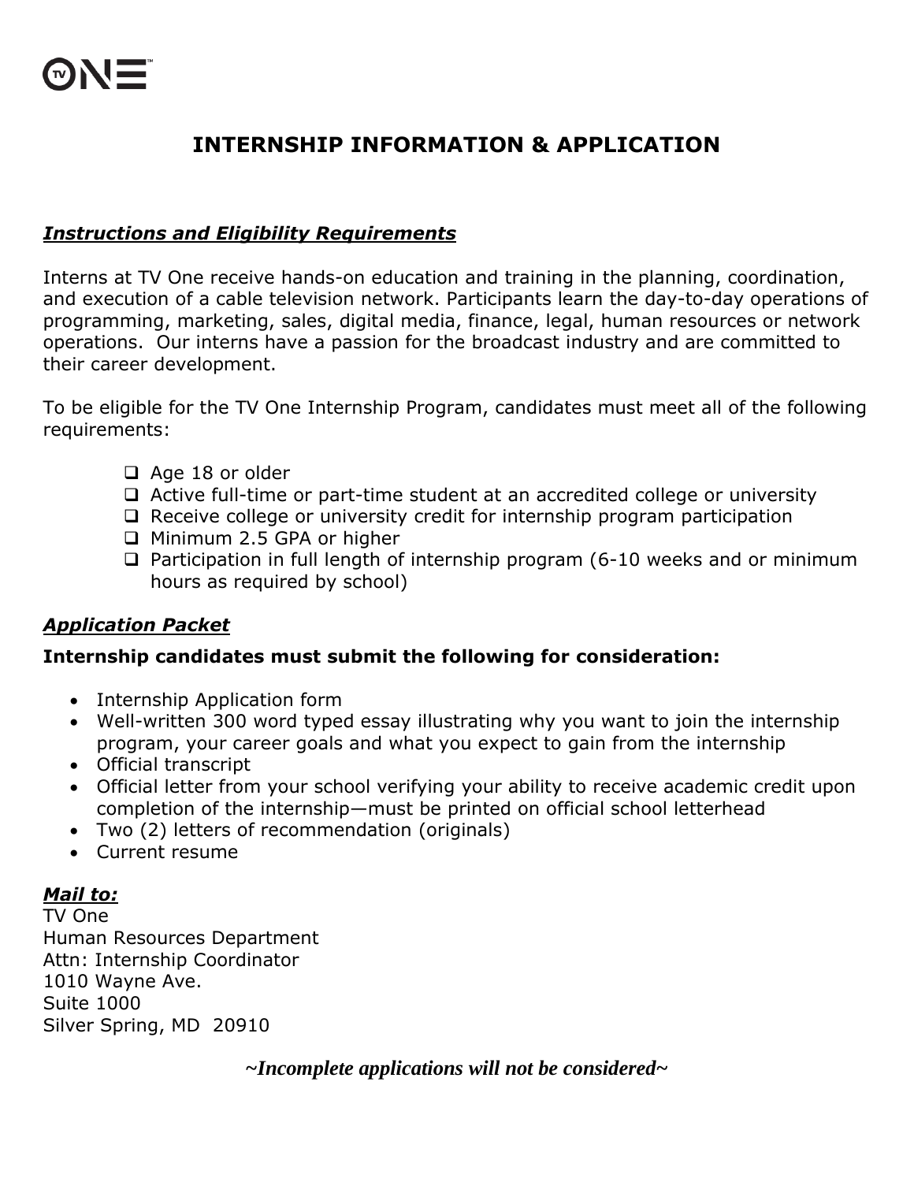# INTERNSHIP INFORMATION & APPLICATION

## ***Instructions and Eligibility Requirements***

Interns at TV One receive hands-on education and training in the planning, coordination, and execution of a cable television network. Participants learn the day-to-day operations of programming, marketing, sales, digital media, finance, legal, human resources or network operations. Our interns have a passion for the broadcast industry and are committed to their career development.

To be eligible for the TV One Internship Program, candidates must meet all of the following requirements:

- [ ] Age 18 or older
- [ ] Active full-time or part-time student at an accredited college or university
- [ ] Receive college or university credit for internship program participation
- [ ] Minimum 2.5 GPA or higher
- [ ] Participation in full length of internship program (6-10 weeks and or minimum hours as required by school)

## ***Application Packet***

**Internship candidates must submit the following for consideration:**

- Internship Application form
- Well-written 300 word typed essay illustrating why you want to join the internship program, your career goals and what you expect to gain from the internship
- Official transcript
- Official letter from your school verifying your ability to receive academic credit upon completion of the internship—must be printed on official school letterhead
- Two (2) letters of recommendation (originals)
- Current resume

## ***Mail to:***

TV One
Human Resources Department
Attn: Internship Coordinator
1010 Wayne Ave.
Suite 1000
Silver Spring, MD 20910

***~Incomplete applications will not be considered~***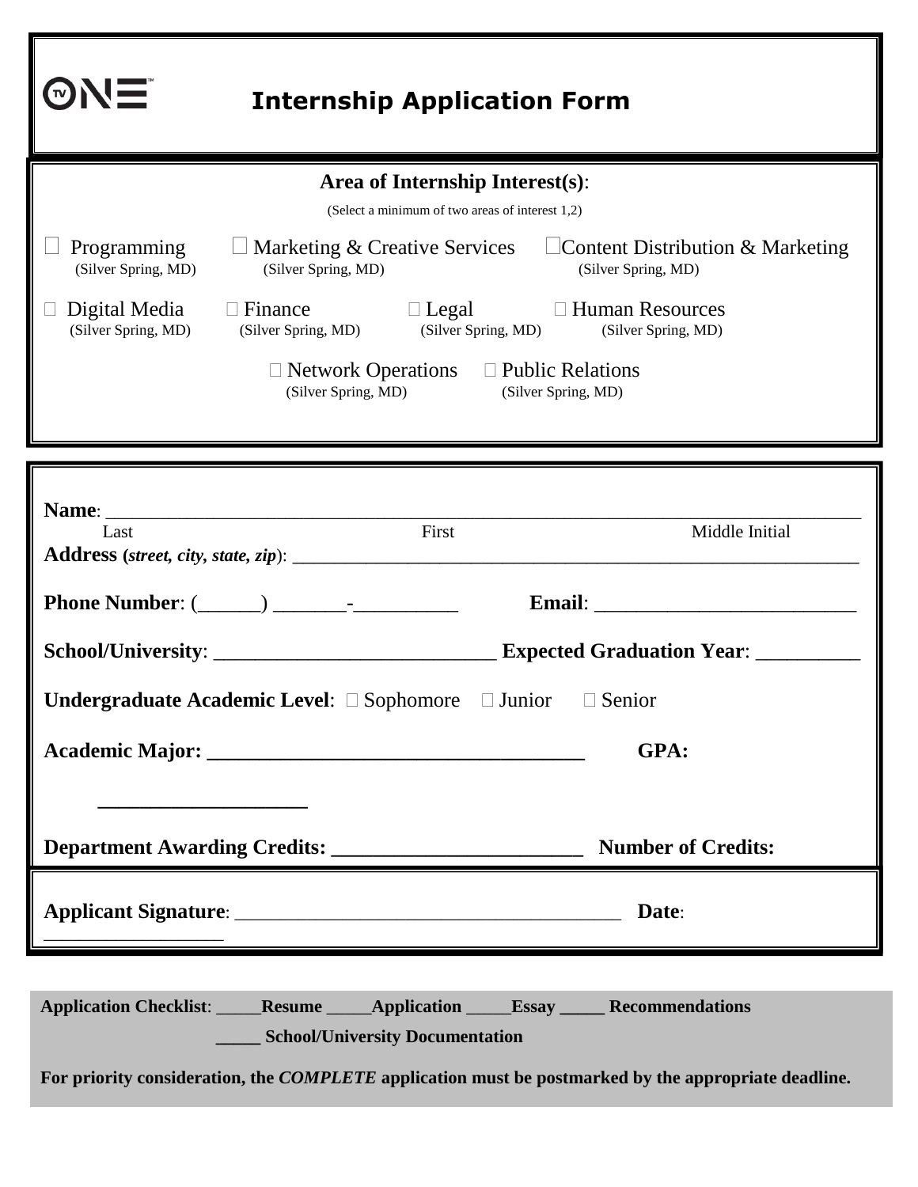# Internship Application Form

**Area of Internship Interest(s)**:

(Select a minimum of two areas of interest 1,2)

- ☐ Programming (Silver Spring, MD)
- ☐ Marketing & Creative Services (Silver Spring, MD)
- ☐ Content Distribution & Marketing (Silver Spring, MD)
- ☐ Digital Media (Silver Spring, MD)
- ☐ Finance (Silver Spring, MD)
- ☐ Legal (Silver Spring, MD)
- ☐ Human Resources (Silver Spring, MD)
- ☐ Network Operations (Silver Spring, MD)
- ☐ Public Relations (Silver Spring, MD)

**Name**: ____________________________________________________________________________

Last First Middle Initial

**Address** (***street, city, state, zip***): ____________________________________________________________

**Phone Number**: (______) _______-__________ **Email**: _________________________

**School/University**: ___________________________ **Expected Graduation Year**: __________

**Undergraduate Academic Level**: ☐ Sophomore ☐ Junior ☐ Senior

**Academic Major: ___________________________________ GPA: ____________________**

**Department Awarding Credits: ________________________ Number of Credits:**

**Applicant Signature**: ______________________________________ **Date**: __________________

**Application Checklist**: _____**Resume** _____**Application** _____**Essay** _____ **Recommendations** _____ **School/University Documentation**

**For priority consideration, the *COMPLETE* application must be postmarked by the appropriate deadline.**